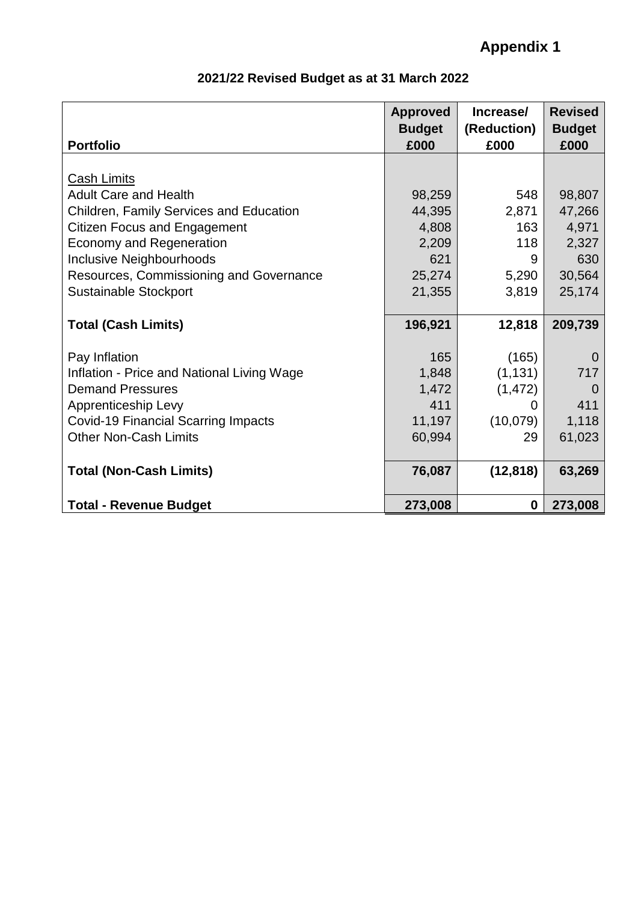# Appendix 1

## 2021/22 Revised Budget as at 31 March 2022

| Portfolio | Approved Budget £000 | Increase/ (Reduction) £000 | Revised Budget £000 |
|---|---|---|---|
| <u>Cash Limits</u> | | | |
| Adult Care and Health | 98,259 | 548 | 98,807 |
| Children, Family Services and Education | 44,395 | 2,871 | 47,266 |
| Citizen Focus and Engagement | 4,808 | 163 | 4,971 |
| Economy and Regeneration | 2,209 | 118 | 2,327 |
| Inclusive Neighbourhoods | 621 | 9 | 630 |
| Resources, Commissioning and Governance | 25,274 | 5,290 | 30,564 |
| Sustainable Stockport | 21,355 | 3,819 | 25,174 |
| **Total (Cash Limits)** | **196,921** | **12,818** | **209,739** |
| Pay Inflation | 165 | (165) | 0 |
| Inflation - Price and National Living Wage | 1,848 | (1,131) | 717 |
| Demand Pressures | 1,472 | (1,472) | 0 |
| Apprenticeship Levy | 411 | 0 | 411 |
| Covid-19 Financial Scarring Impacts | 11,197 | (10,079) | 1,118 |
| Other Non-Cash Limits | 60,994 | 29 | 61,023 |
| **Total (Non-Cash Limits)** | **76,087** | **(12,818)** | **63,269** |
| **Total - Revenue Budget** | **273,008** | **0** | **273,008** |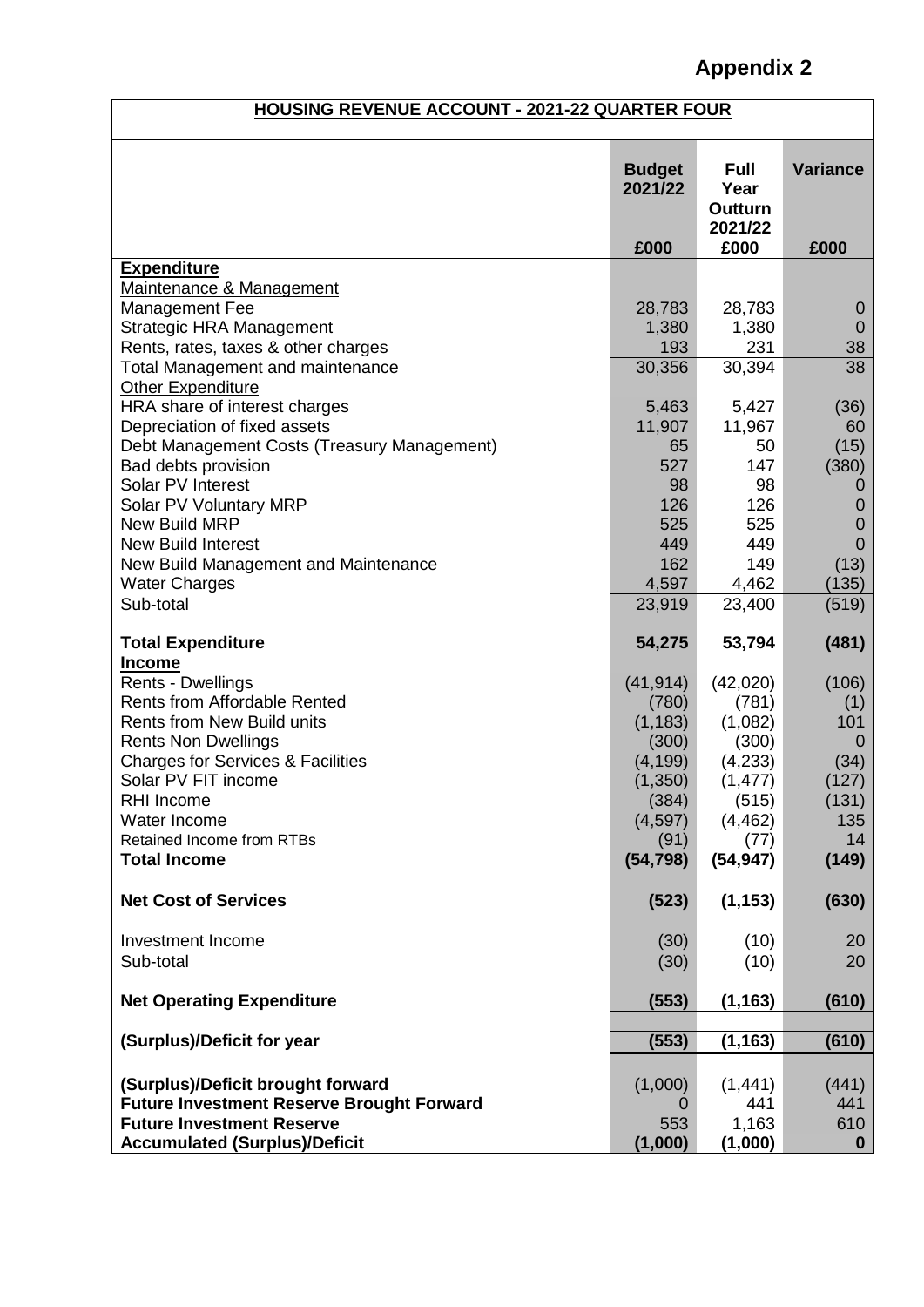# Appendix 2

| HOUSING REVENUE ACCOUNT - 2021-22 QUARTER FOUR | | | |
|---|---|---|---|
| | **Budget 2021/22** | **Full Year Outturn 2021/22** | **Variance** |
| | **£000** | **£000** | **£000** |
| **Expenditure** | | | |
| Maintenance & Management | | | |
| Management Fee | 28,783 | 28,783 | 0 |
| Strategic HRA Management | 1,380 | 1,380 | 0 |
| Rents, rates, taxes & other charges | 193 | 231 | 38 |
| Total Management and maintenance | 30,356 | 30,394 | 38 |
| Other Expenditure | | | |
| HRA share of interest charges | 5,463 | 5,427 | (36) |
| Depreciation of fixed assets | 11,907 | 11,967 | 60 |
| Debt Management Costs (Treasury Management) | 65 | 50 | (15) |
| Bad debts provision | 527 | 147 | (380) |
| Solar PV Interest | 98 | 98 | 0 |
| Solar PV Voluntary MRP | 126 | 126 | 0 |
| New Build MRP | 525 | 525 | 0 |
| New Build Interest | 449 | 449 | 0 |
| New Build Management and Maintenance | 162 | 149 | (13) |
| Water Charges | 4,597 | 4,462 | (135) |
| Sub-total | 23,919 | 23,400 | (519) |
| **Total Expenditure** | **54,275** | **53,794** | **(481)** |
| **Income** | | | |
| Rents - Dwellings | (41,914) | (42,020) | (106) |
| Rents from Affordable Rented | (780) | (781) | (1) |
| Rents from New Build units | (1,183) | (1,082) | 101 |
| Rents Non Dwellings | (300) | (300) | 0 |
| Charges for Services & Facilities | (4,199) | (4,233) | (34) |
| Solar PV FIT income | (1,350) | (1,477) | (127) |
| RHI Income | (384) | (515) | (131) |
| Water Income | (4,597) | (4,462) | 135 |
| Retained Income from RTBs | (91) | (77) | 14 |
| **Total Income** | **(54,798)** | **(54,947)** | **(149)** |
| **Net Cost of Services** | **(523)** | **(1,153)** | **(630)** |
| Investment Income | (30) | (10) | 20 |
| Sub-total | (30) | (10) | 20 |
| **Net Operating Expenditure** | **(553)** | **(1,163)** | **(610)** |
| **(Surplus)/Deficit for year** | **(553)** | **(1,163)** | **(610)** |
| **(Surplus)/Deficit brought forward** | (1,000) | (1,441) | (441) |
| **Future Investment Reserve Brought Forward** | 0 | 441 | 441 |
| **Future Investment Reserve** | 553 | 1,163 | 610 |
| **Accumulated (Surplus)/Deficit** | **(1,000)** | **(1,000)** | **0** |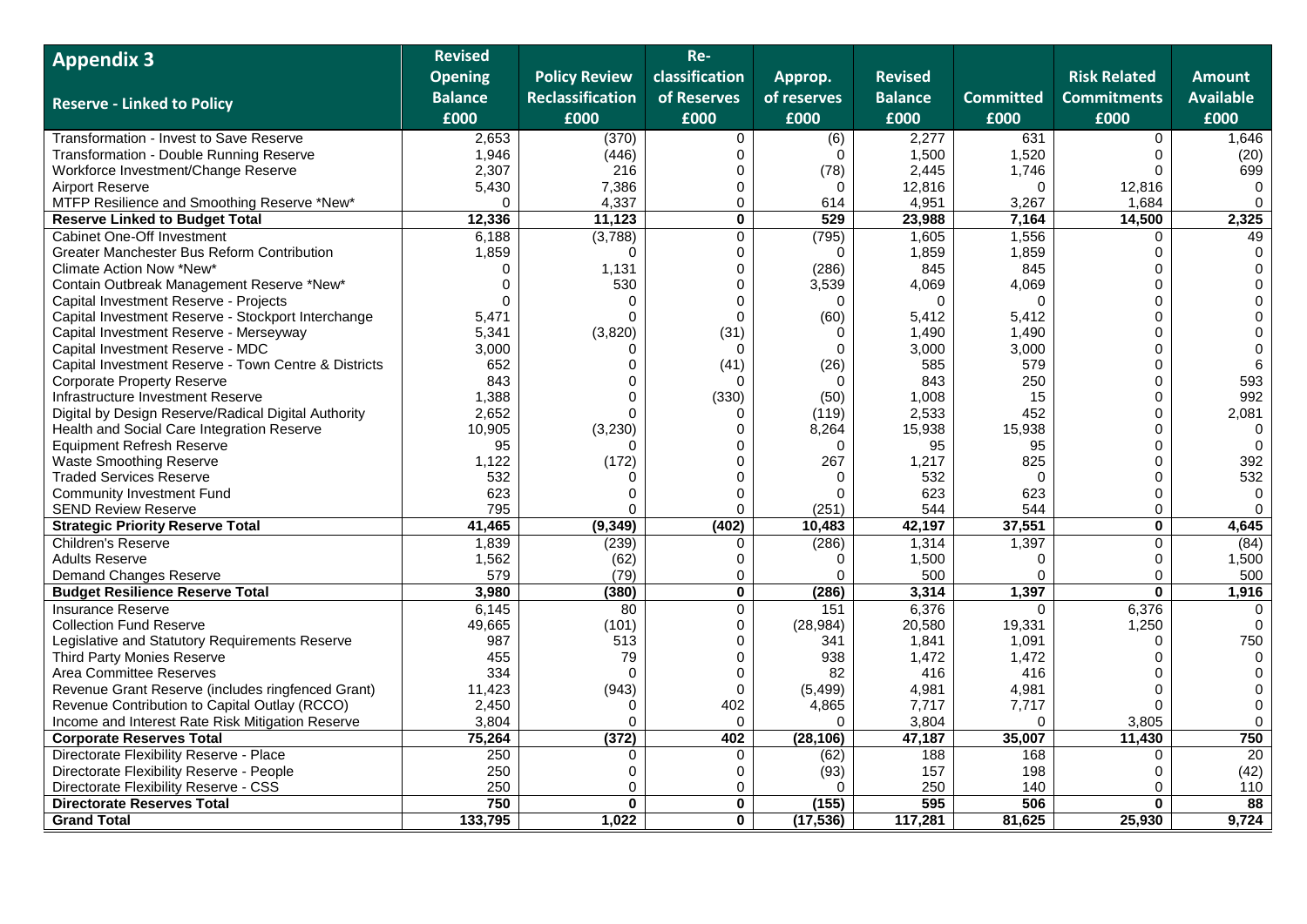| Appendix 3<br><br>Reserve - Linked to Policy | Revised Opening Balance £000 | Policy Review Reclassification £000 | Re-classification of Reserves £000 | Approp. of reserves £000 | Revised Balance £000 | Committed £000 | Risk Related Commitments £000 | Amount Available £000 |
|---|---|---|---|---|---|---|---|---|
| Transformation - Invest to Save Reserve | 2,653 | (370) | 0 | (6) | 2,277 | 631 | 0 | 1,646 |
| Transformation - Double Running Reserve | 1,946 | (446) | 0 | 0 | 1,500 | 1,520 | 0 | (20) |
| Workforce Investment/Change Reserve | 2,307 | 216 | 0 | (78) | 2,445 | 1,746 | 0 | 699 |
| Airport Reserve | 5,430 | 7,386 | 0 | 0 | 12,816 | 0 | 12,816 | 0 |
| MTFP Resilience and Smoothing Reserve *New* | 0 | 4,337 | 0 | 614 | 4,951 | 3,267 | 1,684 | 0 |
| **Reserve Linked to Budget Total** | **12,336** | **11,123** | **0** | **529** | **23,988** | **7,164** | **14,500** | **2,325** |
| Cabinet One-Off Investment | 6,188 | (3,788) | 0 | (795) | 1,605 | 1,556 | 0 | 49 |
| Greater Manchester Bus Reform Contribution | 1,859 | 0 | 0 | 0 | 1,859 | 1,859 | 0 | 0 |
| Climate Action Now *New* | 0 | 1,131 | 0 | (286) | 845 | 845 | 0 | 0 |
| Contain Outbreak Management Reserve *New* | 0 | 530 | 0 | 3,539 | 4,069 | 4,069 | 0 | 0 |
| Capital Investment Reserve - Projects | 0 | 0 | 0 | 0 | 0 | 0 | 0 | 0 |
| Capital Investment Reserve - Stockport Interchange | 5,471 | 0 | 0 | (60) | 5,412 | 5,412 | 0 | 0 |
| Capital Investment Reserve - Merseyway | 5,341 | (3,820) | (31) | 0 | 1,490 | 1,490 | 0 | 0 |
| Capital Investment Reserve - MDC | 3,000 | 0 | 0 | 0 | 3,000 | 3,000 | 0 | 0 |
| Capital Investment Reserve - Town Centre & Districts | 652 | 0 | (41) | (26) | 585 | 579 | 0 | 6 |
| Corporate Property Reserve | 843 | 0 | 0 | 0 | 843 | 250 | 0 | 593 |
| Infrastructure Investment Reserve | 1,388 | 0 | (330) | (50) | 1,008 | 15 | 0 | 992 |
| Digital by Design Reserve/Radical Digital Authority | 2,652 | 0 | 0 | (119) | 2,533 | 452 | 0 | 2,081 |
| Health and Social Care Integration Reserve | 10,905 | (3,230) | 0 | 8,264 | 15,938 | 15,938 | 0 | 0 |
| Equipment Refresh Reserve | 95 | 0 | 0 | 0 | 95 | 95 | 0 | 0 |
| Waste Smoothing Reserve | 1,122 | (172) | 0 | 267 | 1,217 | 825 | 0 | 392 |
| Traded Services Reserve | 532 | 0 | 0 | 0 | 532 | 0 | 0 | 532 |
| Community Investment Fund | 623 | 0 | 0 | 0 | 623 | 623 | 0 | 0 |
| SEND Review Reserve | 795 | 0 | 0 | (251) | 544 | 544 | 0 | 0 |
| **Strategic Priority Reserve Total** | **41,465** | **(9,349)** | **(402)** | **10,483** | **42,197** | **37,551** | **0** | **4,645** |
| Children's Reserve | 1,839 | (239) | 0 | (286) | 1,314 | 1,397 | 0 | (84) |
| Adults Reserve | 1,562 | (62) | 0 | 0 | 1,500 | 0 | 0 | 1,500 |
| Demand Changes Reserve | 579 | (79) | 0 | 0 | 500 | 0 | 0 | 500 |
| **Budget Resilience Reserve Total** | **3,980** | **(380)** | **0** | **(286)** | **3,314** | **1,397** | **0** | **1,916** |
| Insurance Reserve | 6,145 | 80 | 0 | 151 | 6,376 | 0 | 6,376 | 0 |
| Collection Fund Reserve | 49,665 | (101) | 0 | (28,984) | 20,580 | 19,331 | 1,250 | 0 |
| Legislative and Statutory Requirements Reserve | 987 | 513 | 0 | 341 | 1,841 | 1,091 | 0 | 750 |
| Third Party Monies Reserve | 455 | 79 | 0 | 938 | 1,472 | 1,472 | 0 | 0 |
| Area Committee Reserves | 334 | 0 | 0 | 82 | 416 | 416 | 0 | 0 |
| Revenue Grant Reserve (includes ringfenced Grant) | 11,423 | (943) | 0 | (5,499) | 4,981 | 4,981 | 0 | 0 |
| Revenue Contribution to Capital Outlay (RCCO) | 2,450 | 0 | 402 | 4,865 | 7,717 | 7,717 | 0 | 0 |
| Income and Interest Rate Risk Mitigation Reserve | 3,804 | 0 | 0 | 0 | 3,804 | 0 | 3,805 | 0 |
| **Corporate Reserves Total** | **75,264** | **(372)** | **402** | **(28,106)** | **47,187** | **35,007** | **11,430** | **750** |
| Directorate Flexibility Reserve - Place | 250 | 0 | 0 | (62) | 188 | 168 | 0 | 20 |
| Directorate Flexibility Reserve - People | 250 | 0 | 0 | (93) | 157 | 198 | 0 | (42) |
| Directorate Flexibility Reserve - CSS | 250 | 0 | 0 | 0 | 250 | 140 | 0 | 110 |
| **Directorate Reserves Total** | **750** | **0** | **0** | **(155)** | **595** | **506** | **0** | **88** |
| **Grand Total** | **133,795** | **1,022** | **0** | **(17,536)** | **117,281** | **81,625** | **25,930** | **9,724** |